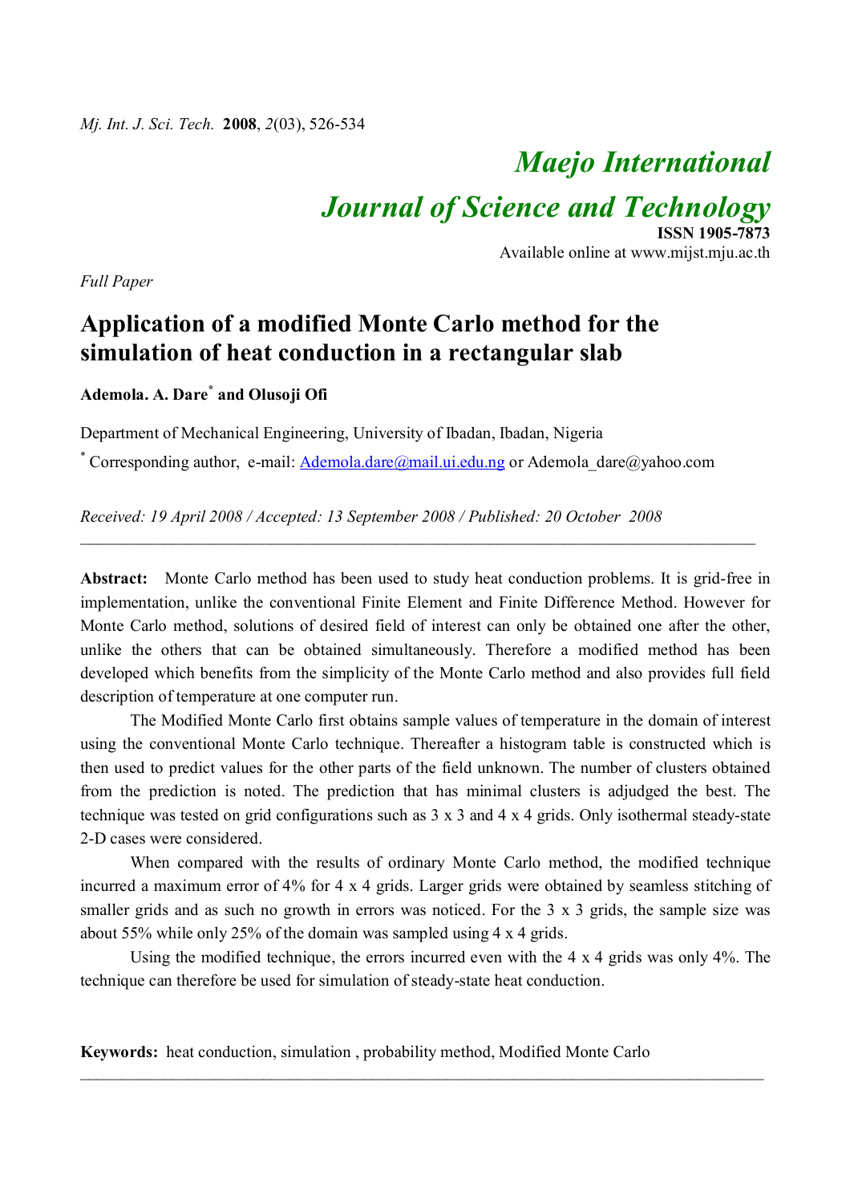# Maejo International Journal of Science and Technology

**ISSN 1905-7873**

Available online at www.mijst.mju.ac.th

*Full Paper*

## Application of a modified Monte Carlo method for the simulation of heat conduction in a rectangular slab

**Ademola. A. Dare[*] and Olusoji Ofi**

Department of Mechanical Engineering, University of Ibadan, Ibadan, Nigeria

[*] Corresponding author, e-mail: Ademola.dare@mail.ui.edu.ng or Ademola_dare@yahoo.com

*Received: 19 April 2008 / Accepted: 13 September 2008 / Published: 20 October 2008*

---

**Abstract:** Monte Carlo method has been used to study heat conduction problems. It is grid-free in implementation, unlike the conventional Finite Element and Finite Difference Method. However for Monte Carlo method, solutions of desired field of interest can only be obtained one after the other, unlike the others that can be obtained simultaneously. Therefore a modified method has been developed which benefits from the simplicity of the Monte Carlo method and also provides full field description of temperature at one computer run.

The Modified Monte Carlo first obtains sample values of temperature in the domain of interest using the conventional Monte Carlo technique. Thereafter a histogram table is constructed which is then used to predict values for the other parts of the field unknown. The number of clusters obtained from the prediction is noted. The prediction that has minimal clusters is adjudged the best. The technique was tested on grid configurations such as 3 x 3 and 4 x 4 grids. Only isothermal steady-state 2-D cases were considered.

When compared with the results of ordinary Monte Carlo method, the modified technique incurred a maximum error of 4% for 4 x 4 grids. Larger grids were obtained by seamless stitching of smaller grids and as such no growth in errors was noticed. For the 3 x 3 grids, the sample size was about 55% while only 25% of the domain was sampled using 4 x 4 grids.

Using the modified technique, the errors incurred even with the 4 x 4 grids was only 4%. The technique can therefore be used for simulation of steady-state heat conduction.

**Keywords:** heat conduction, simulation , probability method, Modified Monte Carlo

---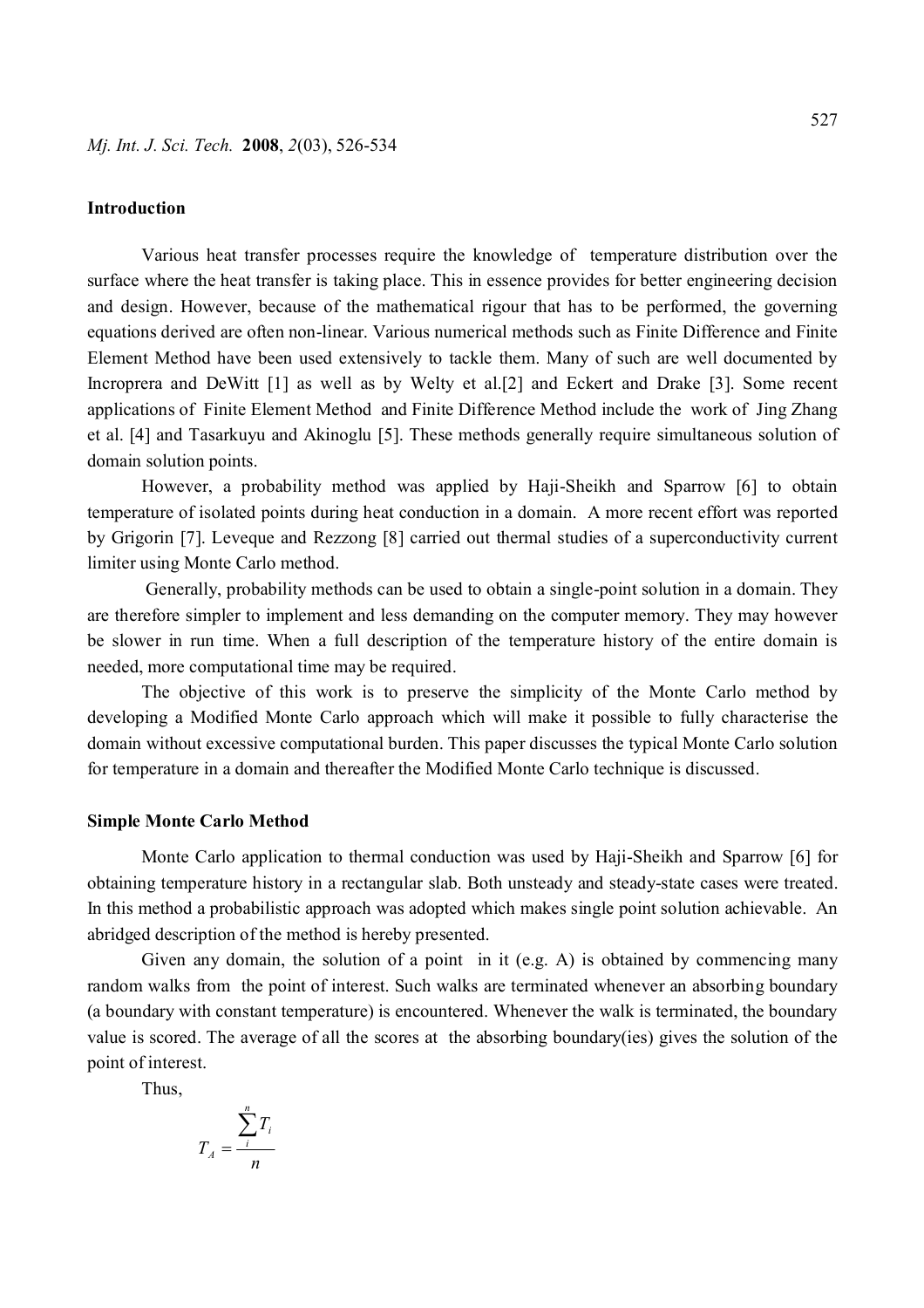## Introduction

Various heat transfer processes require the knowledge of temperature distribution over the surface where the heat transfer is taking place. This in essence provides for better engineering decision and design. However, because of the mathematical rigour that has to be performed, the governing equations derived are often non-linear. Various numerical methods such as Finite Difference and Finite Element Method have been used extensively to tackle them. Many of such are well documented by Incroprera and DeWitt [1] as well as by Welty et al.[2] and Eckert and Drake [3]. Some recent applications of Finite Element Method and Finite Difference Method include the work of Jing Zhang et al. [4] and Tasarkuyu and Akinoglu [5]. These methods generally require simultaneous solution of domain solution points.

However, a probability method was applied by Haji-Sheikh and Sparrow [6] to obtain temperature of isolated points during heat conduction in a domain. A more recent effort was reported by Grigorin [7]. Leveque and Rezzong [8] carried out thermal studies of a superconductivity current limiter using Monte Carlo method.

Generally, probability methods can be used to obtain a single-point solution in a domain. They are therefore simpler to implement and less demanding on the computer memory. They may however be slower in run time. When a full description of the temperature history of the entire domain is needed, more computational time may be required.

The objective of this work is to preserve the simplicity of the Monte Carlo method by developing a Modified Monte Carlo approach which will make it possible to fully characterise the domain without excessive computational burden. This paper discusses the typical Monte Carlo solution for temperature in a domain and thereafter the Modified Monte Carlo technique is discussed.

## Simple Monte Carlo Method

Monte Carlo application to thermal conduction was used by Haji-Sheikh and Sparrow [6] for obtaining temperature history in a rectangular slab. Both unsteady and steady-state cases were treated. In this method a probabilistic approach was adopted which makes single point solution achievable. An abridged description of the method is hereby presented.

Given any domain, the solution of a point in it (e.g. A) is obtained by commencing many random walks from the point of interest. Such walks are terminated whenever an absorbing boundary (a boundary with constant temperature) is encountered. Whenever the walk is terminated, the boundary value is scored. The average of all the scores at the absorbing boundary(ies) gives the solution of the point of interest.

Thus,

$$T_A = \frac{\sum_{i}^{n} T_i}{n}$$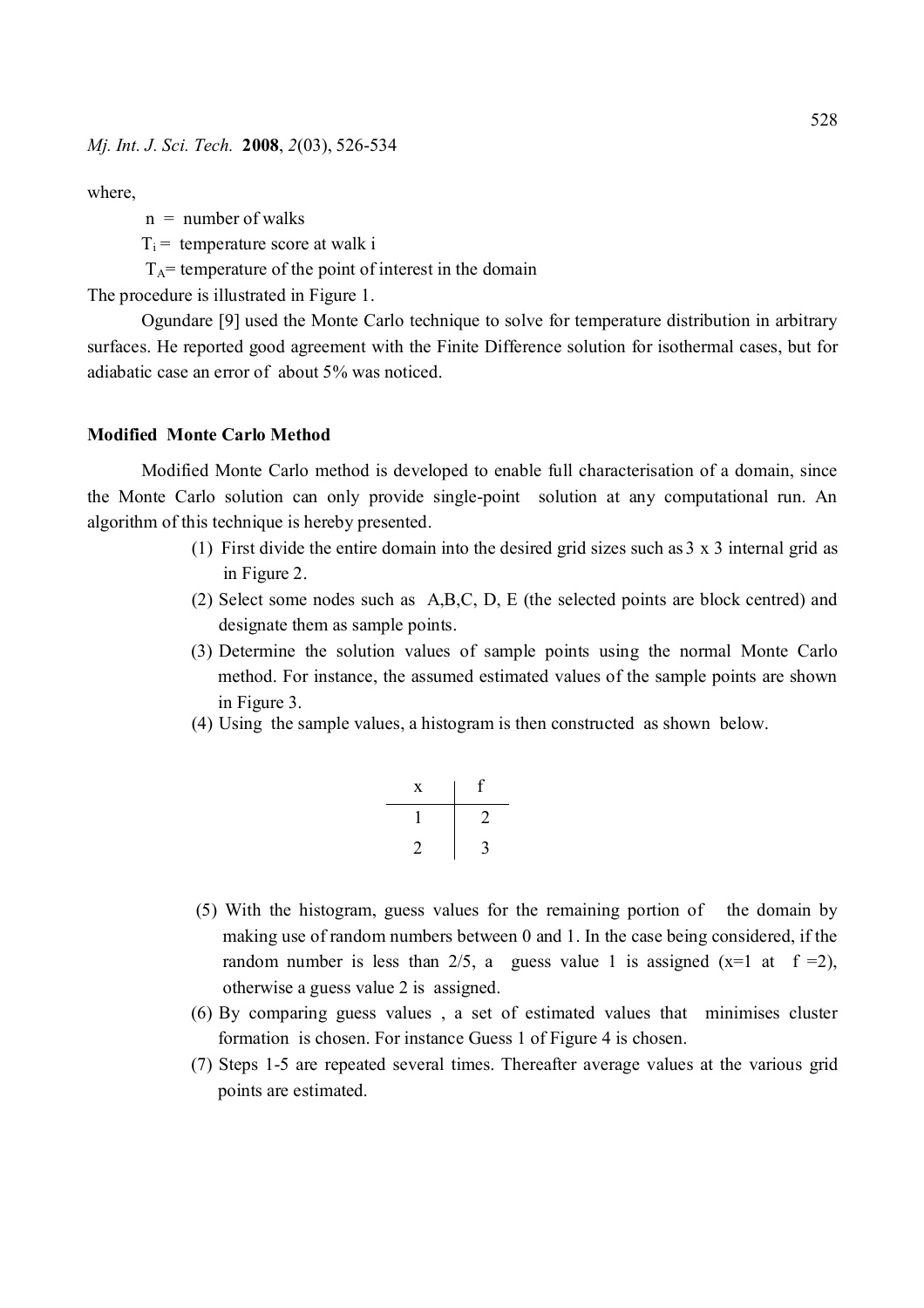where,

$n$ = number of walks

$T_i$ = temperature score at walk i

$T_A$= temperature of the point of interest in the domain

The procedure is illustrated in Figure 1.

Ogundare [9] used the Monte Carlo technique to solve for temperature distribution in arbitrary surfaces. He reported good agreement with the Finite Difference solution for isothermal cases, but for adiabatic case an error of about 5% was noticed.

## Modified Monte Carlo Method

Modified Monte Carlo method is developed to enable full characterisation of a domain, since the Monte Carlo solution can only provide single-point solution at any computational run. An algorithm of this technique is hereby presented.

(1) First divide the entire domain into the desired grid sizes such as 3 x 3 internal grid as in Figure 2.

(2) Select some nodes such as A,B,C, D, E (the selected points are block centred) and designate them as sample points.

(3) Determine the solution values of sample points using the normal Monte Carlo method. For instance, the assumed estimated values of the sample points are shown in Figure 3.

(4) Using the sample values, a histogram is then constructed as shown below.

| x | f |
|---|---|
| 1 | 2 |
| 2 | 3 |

(5) With the histogram, guess values for the remaining portion of the domain by making use of random numbers between 0 and 1. In the case being considered, if the random number is less than 2/5, a guess value 1 is assigned ($x=1$ at $f=2$), otherwise a guess value 2 is assigned.

(6) By comparing guess values , a set of estimated values that minimises cluster formation is chosen. For instance Guess 1 of Figure 4 is chosen.

(7) Steps 1-5 are repeated several times. Thereafter average values at the various grid points are estimated.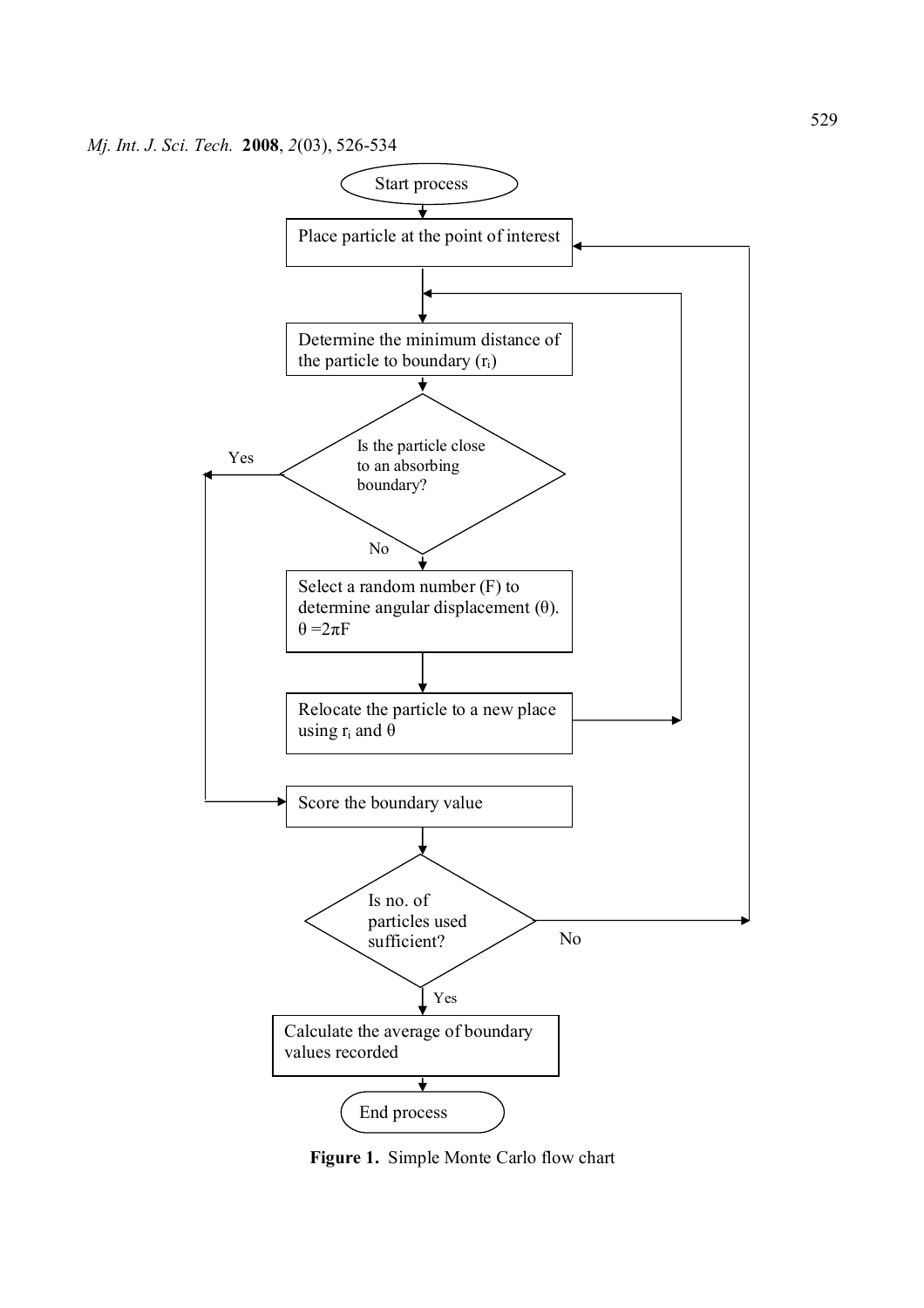Start process

Place particle at the point of interest

Determine the minimum distance of the particle to boundary ($r_i$)

Is the particle close to an absorbing boundary?

Yes

No

Select a random number (F) to determine angular displacement ($\theta$). $\theta = 2\pi F$

Relocate the particle to a new place using $r_i$ and $\theta$

Score the boundary value

Is no. of particles used sufficient?

No

Yes

Calculate the average of boundary values recorded

End process

**Figure 1.** Simple Monte Carlo flow chart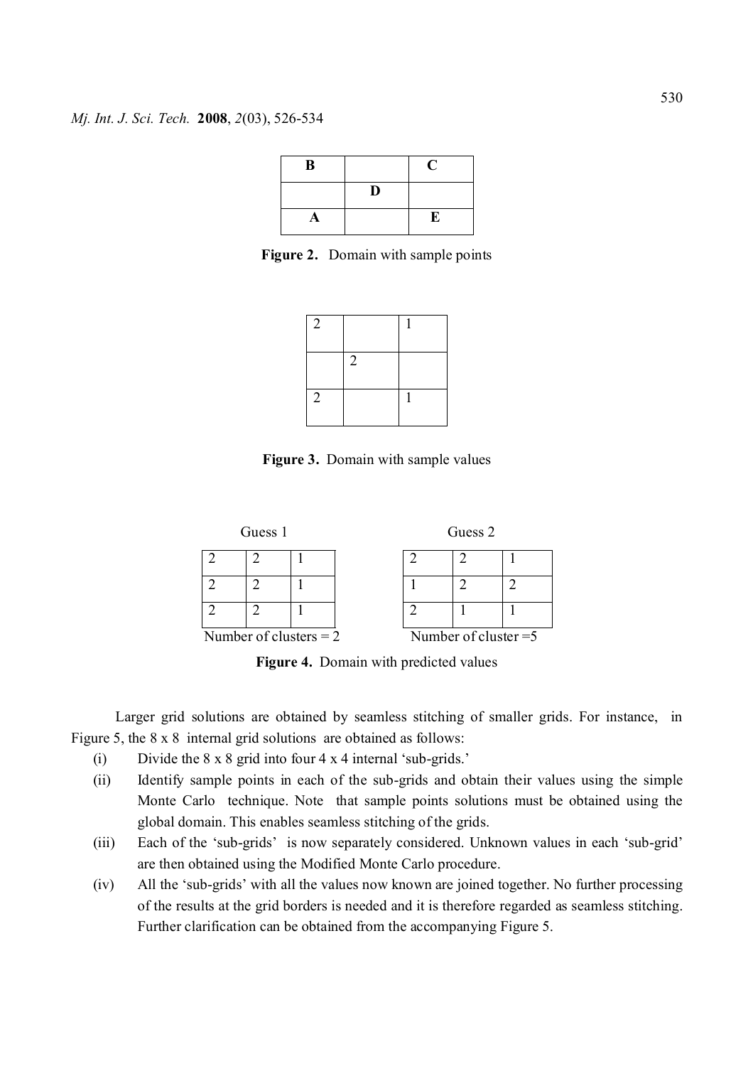| B | | C |
|---|---|---|
| | D | |
| A | | E |

**Figure 2.** Domain with sample points

| 2 | | 1 |
|---|---|---|
| | 2 | |
| 2 | | 1 |

**Figure 3.** Domain with sample values

Guess 1

| 2 | 2 | 1 |
|---|---|---|
| 2 | 2 | 1 |
| 2 | 2 | 1 |

Number of clusters = 2

Guess 2

| 2 | 2 | 1 |
|---|---|---|
| 1 | 2 | 2 |
| 2 | 1 | 1 |

Number of cluster =5

**Figure 4.** Domain with predicted values

Larger grid solutions are obtained by seamless stitching of smaller grids. For instance, in Figure 5, the 8 x 8 internal grid solutions are obtained as follows:

(i) Divide the 8 x 8 grid into four 4 x 4 internal 'sub-grids.'

(ii) Identify sample points in each of the sub-grids and obtain their values using the simple Monte Carlo technique. Note that sample points solutions must be obtained using the global domain. This enables seamless stitching of the grids.

(iii) Each of the 'sub-grids' is now separately considered. Unknown values in each 'sub-grid' are then obtained using the Modified Monte Carlo procedure.

(iv) All the 'sub-grids' with all the values now known are joined together. No further processing of the results at the grid borders is needed and it is therefore regarded as seamless stitching. Further clarification can be obtained from the accompanying Figure 5.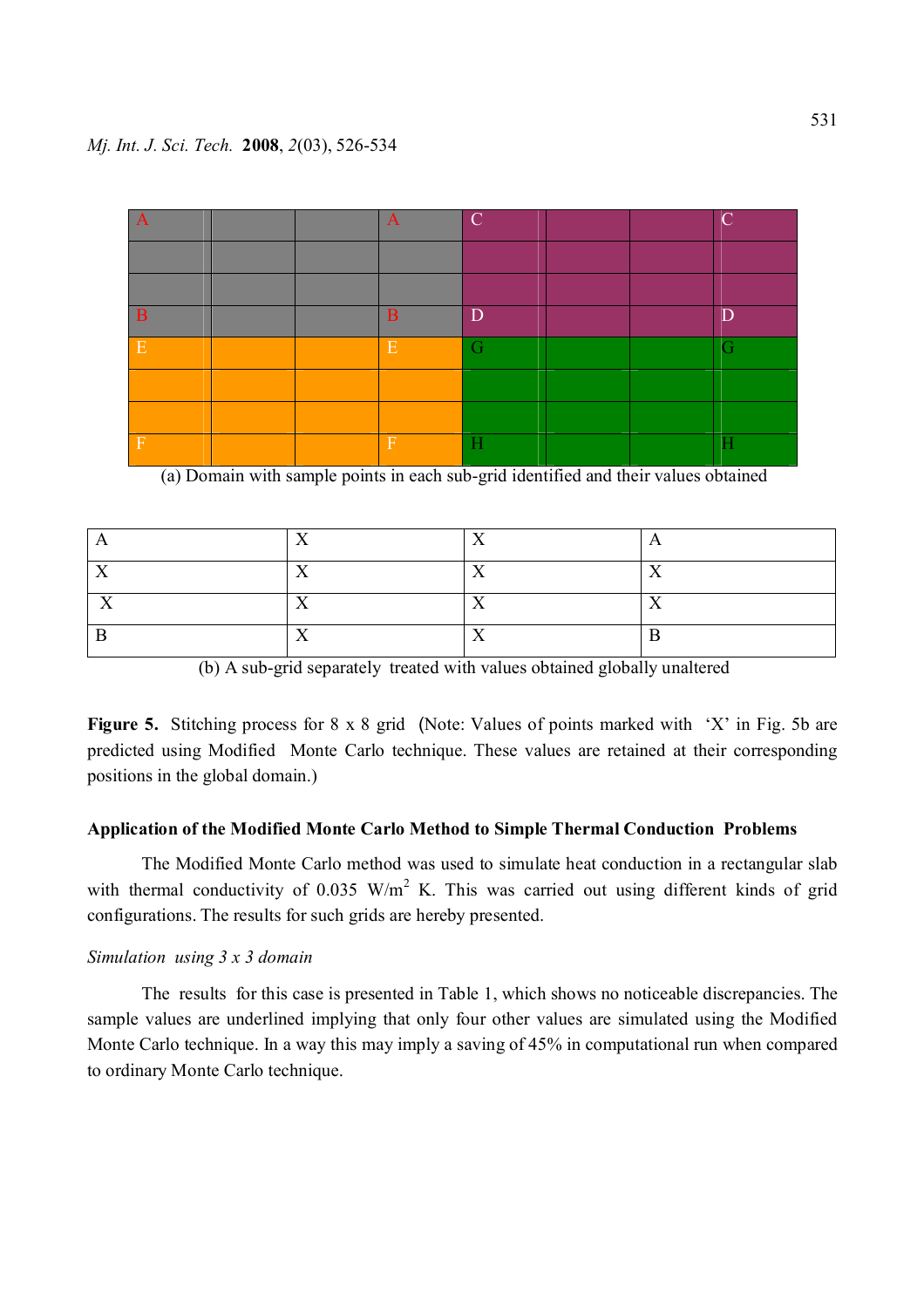| A | | | A | C | | | C |
|---|---|---|---|---|---|---|---|
| | | | | | | | |
| | | | | | | | |
| B | | | B | D | | | D |
| E | | | E | G | | | G |
| | | | | | | | |
| | | | | | | | |
| F | | | F | H | | | H |

(a) Domain with sample points in each sub-grid identified and their values obtained

| A | X | X | A |
|---|---|---|---|
| X | X | X | X |
| X | X | X | X |
| B | X | X | B |

(b) A sub-grid separately treated with values obtained globally unaltered

**Figure 5.** Stitching process for 8 x 8 grid (Note: Values of points marked with 'X' in Fig. 5b are predicted using Modified Monte Carlo technique. These values are retained at their corresponding positions in the global domain.)

### Application of the Modified Monte Carlo Method to Simple Thermal Conduction Problems

The Modified Monte Carlo method was used to simulate heat conduction in a rectangular slab with thermal conductivity of 0.035 $W/m^2$ K. This was carried out using different kinds of grid configurations. The results for such grids are hereby presented.

*Simulation using 3 x 3 domain*

The results for this case is presented in Table 1, which shows no noticeable discrepancies. The sample values are underlined implying that only four other values are simulated using the Modified Monte Carlo technique. In a way this may imply a saving of 45% in computational run when compared to ordinary Monte Carlo technique.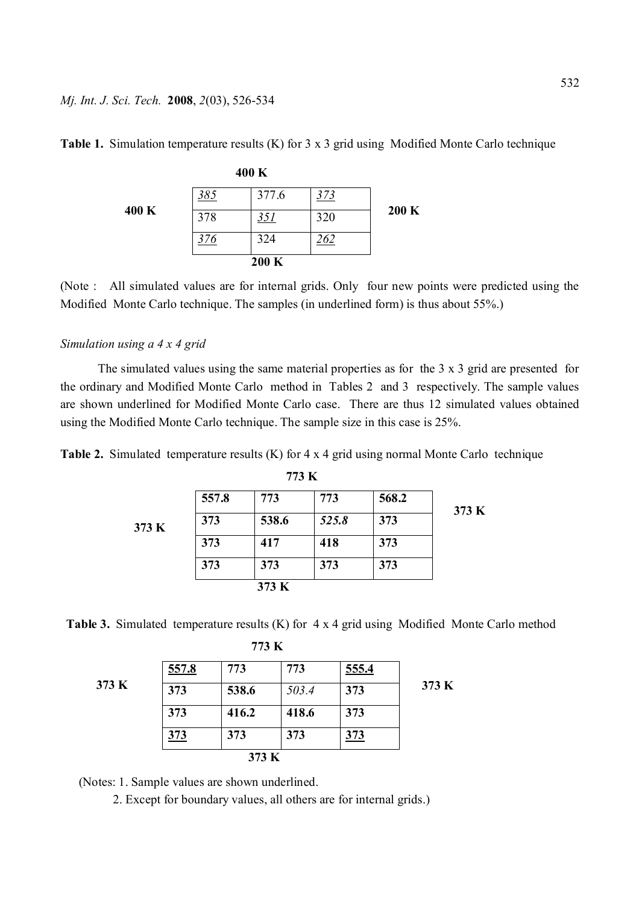**Table 1.** Simulation temperature results (K) for 3 x 3 grid using Modified Monte Carlo technique

| | 400 K | | | |
|---|---|---|---|---|
| 400 K | _385_ | 377.6 | _373_ | 200 K |
| | 378 | _351_ | 320 | |
| | _376_ | 324 | _262_ | |
| | | 200 K | | |

(Note : All simulated values are for internal grids. Only four new points were predicted using the Modified Monte Carlo technique. The samples (in underlined form) is thus about 55%.)

*Simulation using a 4 x 4 grid*

The simulated values using the same material properties as for the 3 x 3 grid are presented for the ordinary and Modified Monte Carlo method in Tables 2 and 3 respectively. The sample values are shown underlined for Modified Monte Carlo case. There are thus 12 simulated values obtained using the Modified Monte Carlo technique. The sample size in this case is 25%.

**Table 2.** Simulated temperature results (K) for 4 x 4 grid using normal Monte Carlo technique

| | | 773 K | | | |
|---|---|---|---|---|---|
| 373 K | **557.8** | **773** | **773** | **568.2** | 373 K |
| | **373** | **538.6** | *525.8* | **373** | |
| | **373** | **417** | **418** | **373** | |
| | **373** | **373** | **373** | **373** | |
| | | 373 K | | | |

**Table 3.** Simulated temperature results (K) for 4 x 4 grid using Modified Monte Carlo method

| | | 773 K | | | |
|---|---|---|---|---|---|
| 373 K | **_557.8_** | **773** | **773** | **_555.4_** | 373 K |
| | **373** | **538.6** | *503.4* | **373** | |
| | **373** | **416.2** | **418.6** | **373** | |
| | **_373_** | **373** | **373** | **_373_** | |
| | | 373 K | | | |

(Notes: 1. Sample values are shown underlined.
2. Except for boundary values, all others are for internal grids.)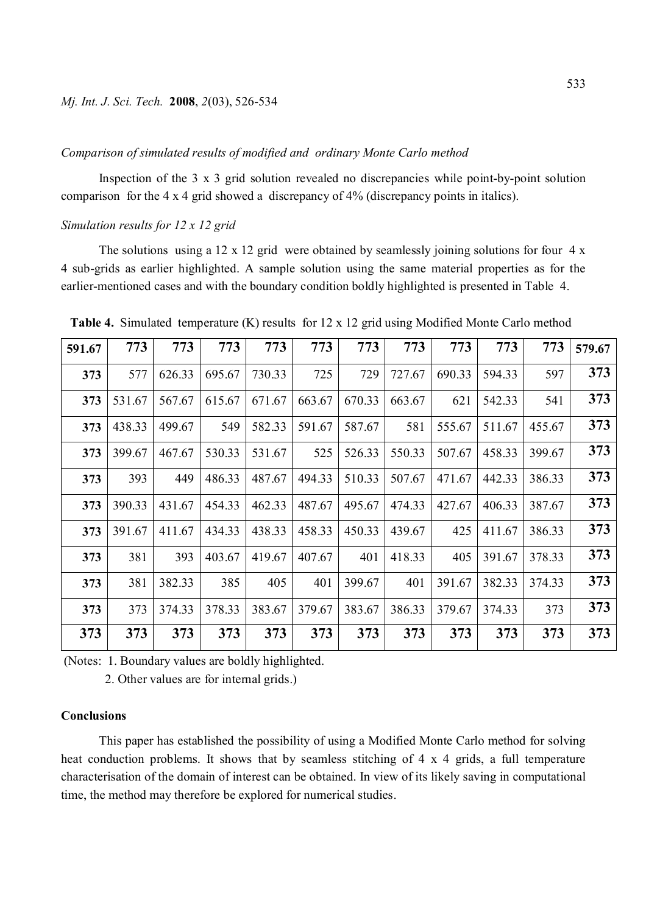*Comparison of simulated results of modified and ordinary Monte Carlo method*

Inspection of the 3 x 3 grid solution revealed no discrepancies while point-by-point solution comparison for the 4 x 4 grid showed a discrepancy of 4% (discrepancy points in italics).

*Simulation results for 12 x 12 grid*

The solutions using a 12 x 12 grid were obtained by seamlessly joining solutions for four 4 x 4 sub-grids as earlier highlighted. A sample solution using the same material properties as for the earlier-mentioned cases and with the boundary condition boldly highlighted is presented in Table 4.

**Table 4.** Simulated temperature (K) results for 12 x 12 grid using Modified Monte Carlo method

| **591.67** | **773** | **773** | **773** | **773** | **773** | **773** | **773** | **773** | **773** | **773** | **579.67** |
|---|---|---|---|---|---|---|---|---|---|---|---|
| **373** | 577 | 626.33 | 695.67 | 730.33 | 725 | 729 | 727.67 | 690.33 | 594.33 | 597 | **373** |
| **373** | 531.67 | 567.67 | 615.67 | 671.67 | 663.67 | 670.33 | 663.67 | 621 | 542.33 | 541 | **373** |
| **373** | 438.33 | 499.67 | 549 | 582.33 | 591.67 | 587.67 | 581 | 555.67 | 511.67 | 455.67 | **373** |
| **373** | 399.67 | 467.67 | 530.33 | 531.67 | 525 | 526.33 | 550.33 | 507.67 | 458.33 | 399.67 | **373** |
| **373** | 393 | 449 | 486.33 | 487.67 | 494.33 | 510.33 | 507.67 | 471.67 | 442.33 | 386.33 | **373** |
| **373** | 390.33 | 431.67 | 454.33 | 462.33 | 487.67 | 495.67 | 474.33 | 427.67 | 406.33 | 387.67 | **373** |
| **373** | 391.67 | 411.67 | 434.33 | 438.33 | 458.33 | 450.33 | 439.67 | 425 | 411.67 | 386.33 | **373** |
| **373** | 381 | 393 | 403.67 | 419.67 | 407.67 | 401 | 418.33 | 405 | 391.67 | 378.33 | **373** |
| **373** | 381 | 382.33 | 385 | 405 | 401 | 399.67 | 401 | 391.67 | 382.33 | 374.33 | **373** |
| **373** | 373 | 374.33 | 378.33 | 383.67 | 379.67 | 383.67 | 386.33 | 379.67 | 374.33 | 373 | **373** |
| **373** | **373** | **373** | **373** | **373** | **373** | **373** | **373** | **373** | **373** | **373** | **373** |

(Notes: 1. Boundary values are boldly highlighted.

2. Other values are for internal grids.)

## Conclusions

This paper has established the possibility of using a Modified Monte Carlo method for solving heat conduction problems. It shows that by seamless stitching of 4 x 4 grids, a full temperature characterisation of the domain of interest can be obtained. In view of its likely saving in computational time, the method may therefore be explored for numerical studies.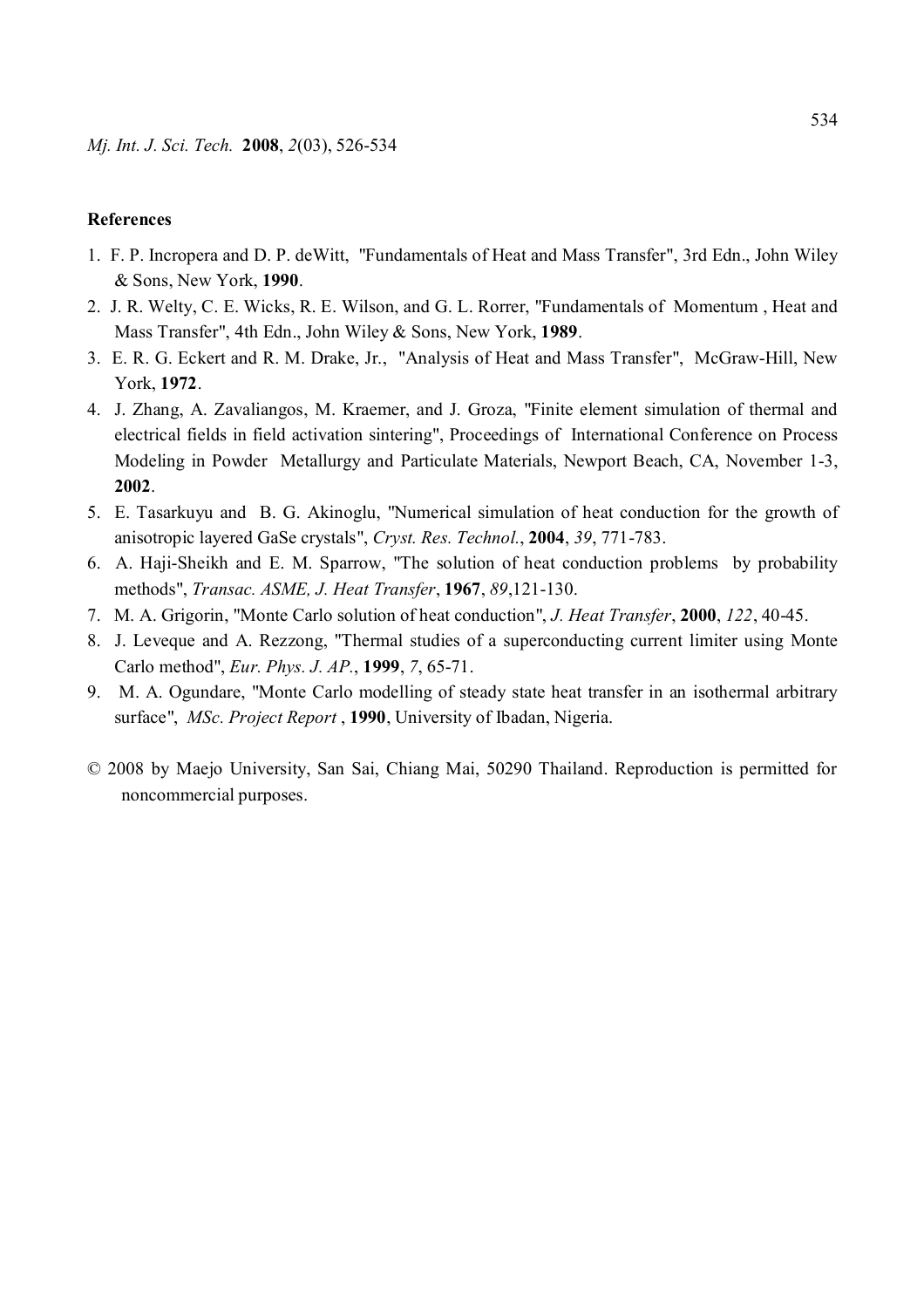## References

1. F. P. Incropera and D. P. deWitt, "Fundamentals of Heat and Mass Transfer", 3rd Edn., John Wiley & Sons, New York, **1990**.
2. J. R. Welty, C. E. Wicks, R. E. Wilson, and G. L. Rorrer, "Fundamentals of Momentum , Heat and Mass Transfer", 4th Edn., John Wiley & Sons, New York, **1989**.
3. E. R. G. Eckert and R. M. Drake, Jr., "Analysis of Heat and Mass Transfer", McGraw-Hill, New York, **1972**.
4. J. Zhang, A. Zavaliangos, M. Kraemer, and J. Groza, "Finite element simulation of thermal and electrical fields in field activation sintering", Proceedings of International Conference on Process Modeling in Powder Metallurgy and Particulate Materials, Newport Beach, CA, November 1-3, **2002**.
5. E. Tasarkuyu and B. G. Akinoglu, "Numerical simulation of heat conduction for the growth of anisotropic layered GaSe crystals", *Cryst. Res. Technol.*, **2004**, *39*, 771-783.
6. A. Haji-Sheikh and E. M. Sparrow, "The solution of heat conduction problems by probability methods", *Transac. ASME, J. Heat Transfer*, **1967**, *89*,121-130.
7. M. A. Grigorin, "Monte Carlo solution of heat conduction", *J. Heat Transfer*, **2000**, *122*, 40-45.
8. J. Leveque and A. Rezzong, "Thermal studies of a superconducting current limiter using Monte Carlo method", *Eur. Phys. J. AP.*, **1999**, *7*, 65-71.
9. M. A. Ogundare, "Monte Carlo modelling of steady state heat transfer in an isothermal arbitrary surface", *MSc. Project Report* , **1990**, University of Ibadan, Nigeria.

© 2008 by Maejo University, San Sai, Chiang Mai, 50290 Thailand. Reproduction is permitted for noncommercial purposes.